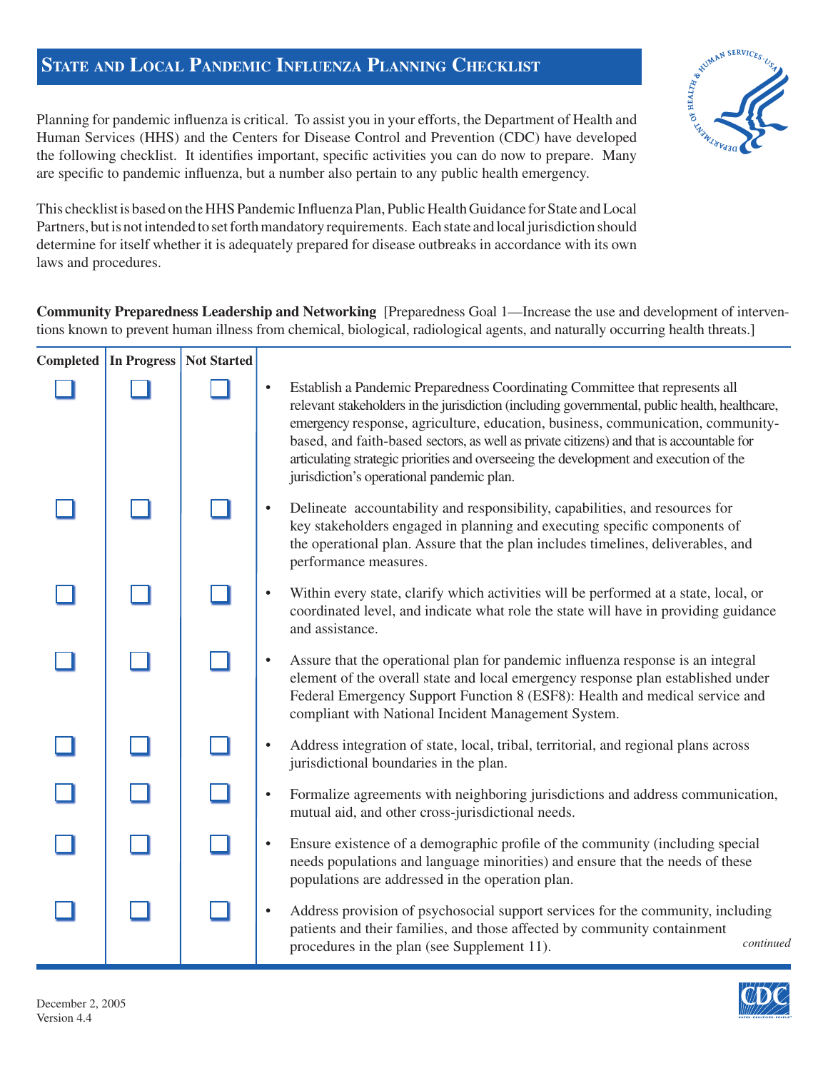# State and Local Pandemic Influenza Planning Checklist

Planning for pandemic influenza is critical. To assist you in your efforts, the Department of Health and Human Services (HHS) and the Centers for Disease Control and Prevention (CDC) have developed the following checklist. It identifies important, specific activities you can do now to prepare. Many are specific to pandemic influenza, but a number also pertain to any public health emergency.

This checklist is based on the HHS Pandemic Influenza Plan, Public Health Guidance for State and Local Partners, but is not intended to set forth mandatory requirements. Each state and local jurisdiction should determine for itself whether it is adequately prepared for disease outbreaks in accordance with its own laws and procedures.

**Community Preparedness Leadership and Networking** [Preparedness Goal 1—Increase the use and development of interventions known to prevent human illness from chemical, biological, radiological agents, and naturally occurring health threats.]

| Completed | In Progress | Not Started | |
|---|---|---|---|
| ☐ | ☐ | ☐ | • Establish a Pandemic Preparedness Coordinating Committee that represents all relevant stakeholders in the jurisdiction (including governmental, public health, healthcare, emergency response, agriculture, education, business, communication, community-based, and faith-based sectors, as well as private citizens) and that is accountable for articulating strategic priorities and overseeing the development and execution of the jurisdiction's operational pandemic plan. |
| ☐ | ☐ | ☐ | • Delineate accountability and responsibility, capabilities, and resources for key stakeholders engaged in planning and executing specific components of the operational plan. Assure that the plan includes timelines, deliverables, and performance measures. |
| ☐ | ☐ | ☐ | • Within every state, clarify which activities will be performed at a state, local, or coordinated level, and indicate what role the state will have in providing guidance and assistance. |
| ☐ | ☐ | ☐ | • Assure that the operational plan for pandemic influenza response is an integral element of the overall state and local emergency response plan established under Federal Emergency Support Function 8 (ESF8): Health and medical service and compliant with National Incident Management System. |
| ☐ | ☐ | ☐ | • Address integration of state, local, tribal, territorial, and regional plans across jurisdictional boundaries in the plan. |
| ☐ | ☐ | ☐ | • Formalize agreements with neighboring jurisdictions and address communication, mutual aid, and other cross-jurisdictional needs. |
| ☐ | ☐ | ☐ | • Ensure existence of a demographic profile of the community (including special needs populations and language minorities) and ensure that the needs of these populations are addressed in the operation plan. |
| ☐ | ☐ | ☐ | • Address provision of psychosocial support services for the community, including patients and their families, and those affected by community containment procedures in the plan (see Supplement 11). |

*continued*

December 2, 2005
Version 4.4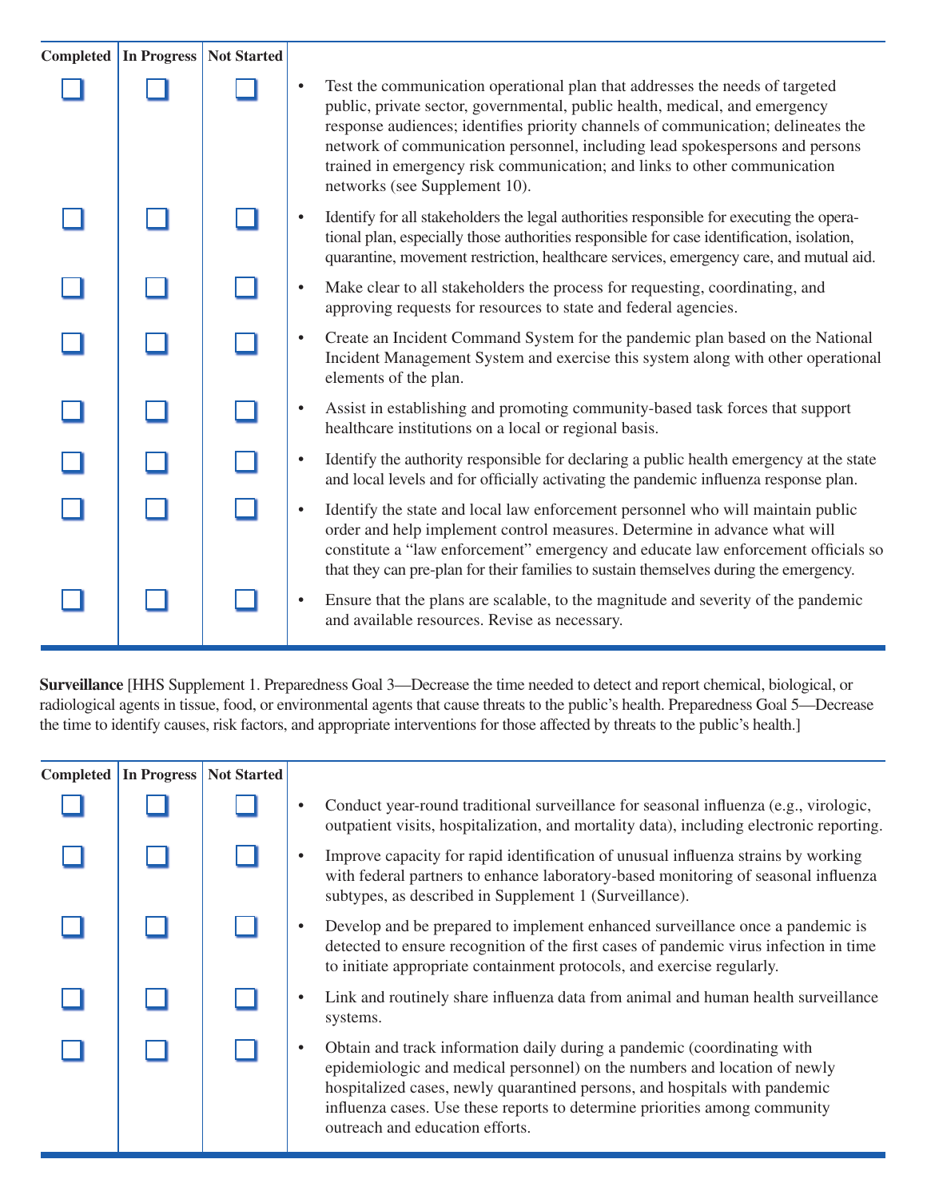| Completed | In Progress | Not Started | |
|---|---|---|---|
| ☐ | ☐ | ☐ | • Test the communication operational plan that addresses the needs of targeted public, private sector, governmental, public health, medical, and emergency response audiences; identifies priority channels of communication; delineates the network of communication personnel, including lead spokespersons and persons trained in emergency risk communication; and links to other communication networks (see Supplement 10). |
| ☐ | ☐ | ☐ | • Identify for all stakeholders the legal authorities responsible for executing the operational plan, especially those authorities responsible for case identification, isolation, quarantine, movement restriction, healthcare services, emergency care, and mutual aid. |
| ☐ | ☐ | ☐ | • Make clear to all stakeholders the process for requesting, coordinating, and approving requests for resources to state and federal agencies. |
| ☐ | ☐ | ☐ | • Create an Incident Command System for the pandemic plan based on the National Incident Management System and exercise this system along with other operational elements of the plan. |
| ☐ | ☐ | ☐ | • Assist in establishing and promoting community-based task forces that support healthcare institutions on a local or regional basis. |
| ☐ | ☐ | ☐ | • Identify the authority responsible for declaring a public health emergency at the state and local levels and for officially activating the pandemic influenza response plan. |
| ☐ | ☐ | ☐ | • Identify the state and local law enforcement personnel who will maintain public order and help implement control measures. Determine in advance what will constitute a "law enforcement" emergency and educate law enforcement officials so that they can pre-plan for their families to sustain themselves during the emergency. |
| ☐ | ☐ | ☐ | • Ensure that the plans are scalable, to the magnitude and severity of the pandemic and available resources. Revise as necessary. |

**Surveillance** [HHS Supplement 1. Preparedness Goal 3—Decrease the time needed to detect and report chemical, biological, or radiological agents in tissue, food, or environmental agents that cause threats to the public's health. Preparedness Goal 5—Decrease the time to identify causes, risk factors, and appropriate interventions for those affected by threats to the public's health.]

| Completed | In Progress | Not Started | |
|---|---|---|---|
| ☐ | ☐ | ☐ | • Conduct year-round traditional surveillance for seasonal influenza (e.g., virologic, outpatient visits, hospitalization, and mortality data), including electronic reporting. |
| ☐ | ☐ | ☐ | • Improve capacity for rapid identification of unusual influenza strains by working with federal partners to enhance laboratory-based monitoring of seasonal influenza subtypes, as described in Supplement 1 (Surveillance). |
| ☐ | ☐ | ☐ | • Develop and be prepared to implement enhanced surveillance once a pandemic is detected to ensure recognition of the first cases of pandemic virus infection in time to initiate appropriate containment protocols, and exercise regularly. |
| ☐ | ☐ | ☐ | • Link and routinely share influenza data from animal and human health surveillance systems. |
| ☐ | ☐ | ☐ | • Obtain and track information daily during a pandemic (coordinating with epidemiologic and medical personnel) on the numbers and location of newly hospitalized cases, newly quarantined persons, and hospitals with pandemic influenza cases. Use these reports to determine priorities among community outreach and education efforts. |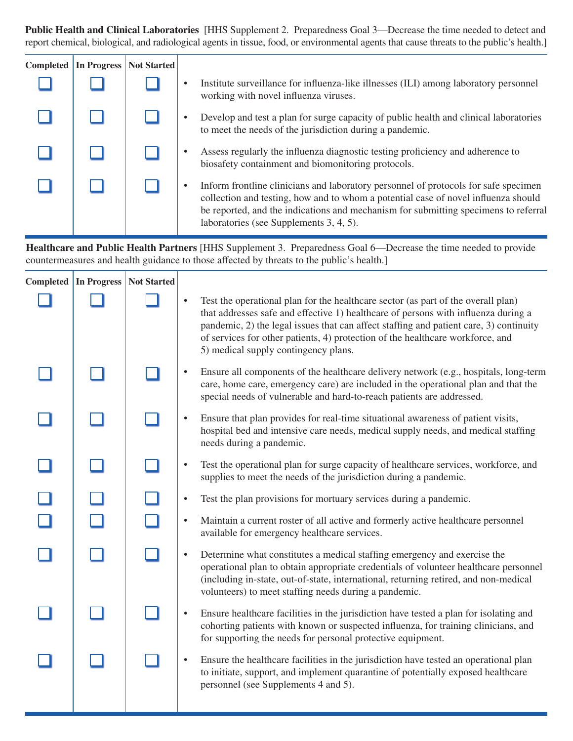**Public Health and Clinical Laboratories** [HHS Supplement 2. Preparedness Goal 3—Decrease the time needed to detect and report chemical, biological, and radiological agents in tissue, food, or environmental agents that cause threats to the public's health.]

| Completed | In Progress | Not Started | |
|---|---|---|---|
| ☐ | ☐ | ☐ | • Institute surveillance for influenza-like illnesses (ILI) among laboratory personnel working with novel influenza viruses. |
| ☐ | ☐ | ☐ | • Develop and test a plan for surge capacity of public health and clinical laboratories to meet the needs of the jurisdiction during a pandemic. |
| ☐ | ☐ | ☐ | • Assess regularly the influenza diagnostic testing proficiency and adherence to biosafety containment and biomonitoring protocols. |
| ☐ | ☐ | ☐ | • Inform frontline clinicians and laboratory personnel of protocols for safe specimen collection and testing, how and to whom a potential case of novel influenza should be reported, and the indications and mechanism for submitting specimens to referral laboratories (see Supplements 3, 4, 5). |

**Healthcare and Public Health Partners** [HHS Supplement 3. Preparedness Goal 6—Decrease the time needed to provide countermeasures and health guidance to those affected by threats to the public's health.]

| Completed | In Progress | Not Started | |
|---|---|---|---|
| ☐ | ☐ | ☐ | • Test the operational plan for the healthcare sector (as part of the overall plan) that addresses safe and effective 1) healthcare of persons with influenza during a pandemic, 2) the legal issues that can affect staffing and patient care, 3) continuity of services for other patients, 4) protection of the healthcare workforce, and 5) medical supply contingency plans. |
| ☐ | ☐ | ☐ | • Ensure all components of the healthcare delivery network (e.g., hospitals, long-term care, home care, emergency care) are included in the operational plan and that the special needs of vulnerable and hard-to-reach patients are addressed. |
| ☐ | ☐ | ☐ | • Ensure that plan provides for real-time situational awareness of patient visits, hospital bed and intensive care needs, medical supply needs, and medical staffing needs during a pandemic. |
| ☐ | ☐ | ☐ | • Test the operational plan for surge capacity of healthcare services, workforce, and supplies to meet the needs of the jurisdiction during a pandemic. |
| ☐ | ☐ | ☐ | • Test the plan provisions for mortuary services during a pandemic. |
| ☐ | ☐ | ☐ | • Maintain a current roster of all active and formerly active healthcare personnel available for emergency healthcare services. |
| ☐ | ☐ | ☐ | • Determine what constitutes a medical staffing emergency and exercise the operational plan to obtain appropriate credentials of volunteer healthcare personnel (including in-state, out-of-state, international, returning retired, and non-medical volunteers) to meet staffing needs during a pandemic. |
| ☐ | ☐ | ☐ | • Ensure healthcare facilities in the jurisdiction have tested a plan for isolating and cohorting patients with known or suspected influenza, for training clinicians, and for supporting the needs for personal protective equipment. |
| ☐ | ☐ | ☐ | • Ensure the healthcare facilities in the jurisdiction have tested an operational plan to initiate, support, and implement quarantine of potentially exposed healthcare personnel (see Supplements 4 and 5). |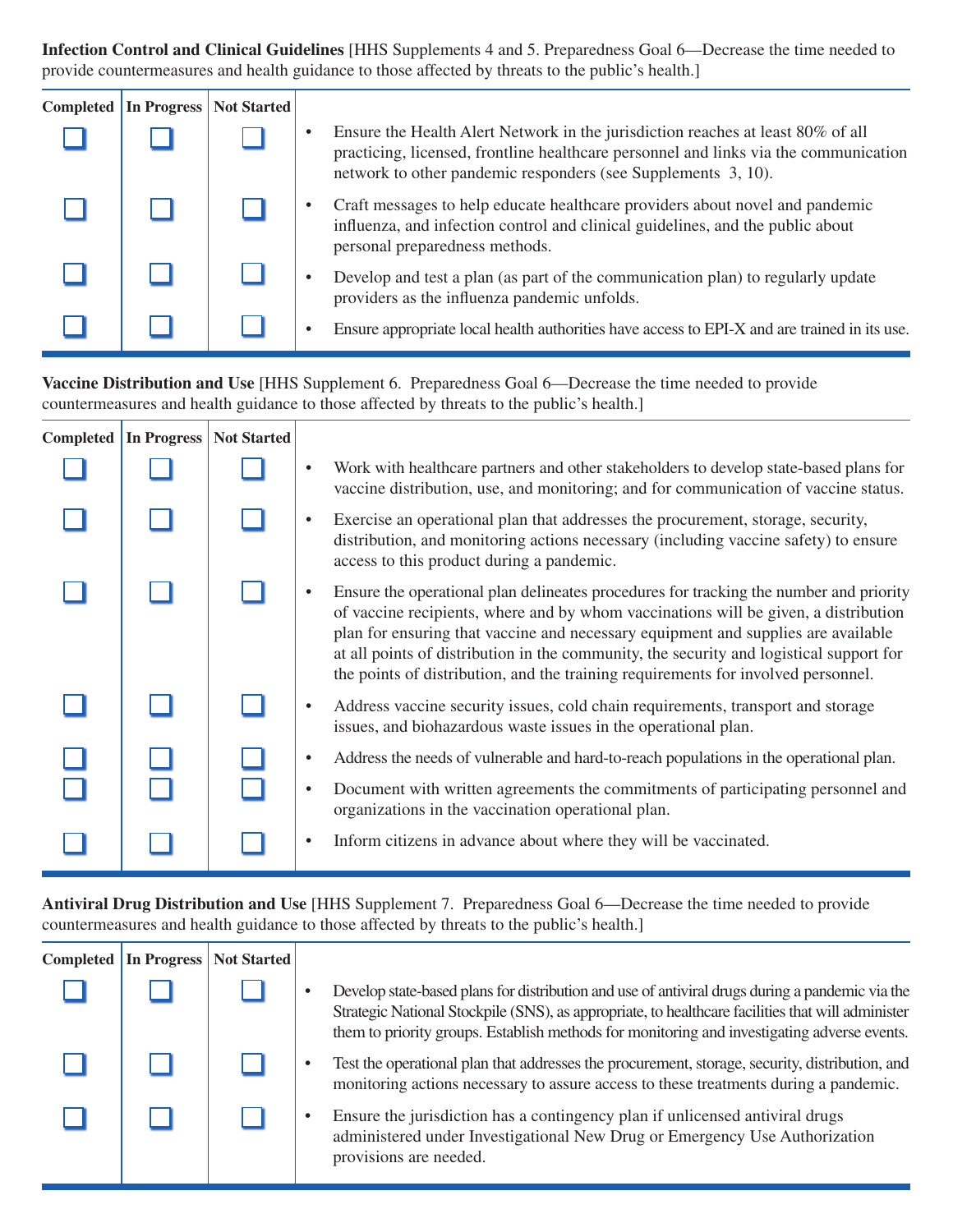**Infection Control and Clinical Guidelines** [HHS Supplements 4 and 5. Preparedness Goal 6—Decrease the time needed to provide countermeasures and health guidance to those affected by threats to the public's health.]

| Completed | In Progress | Not Started | |
|---|---|---|---|
| ☐ | ☐ | ☐ | • Ensure the Health Alert Network in the jurisdiction reaches at least 80% of all practicing, licensed, frontline healthcare personnel and links via the communication network to other pandemic responders (see Supplements 3, 10). |
| ☐ | ☐ | ☐ | • Craft messages to help educate healthcare providers about novel and pandemic influenza, and infection control and clinical guidelines, and the public about personal preparedness methods. |
| ☐ | ☐ | ☐ | • Develop and test a plan (as part of the communication plan) to regularly update providers as the influenza pandemic unfolds. |
| ☐ | ☐ | ☐ | • Ensure appropriate local health authorities have access to EPI-X and are trained in its use. |

**Vaccine Distribution and Use** [HHS Supplement 6. Preparedness Goal 6—Decrease the time needed to provide countermeasures and health guidance to those affected by threats to the public's health.]

| Completed | In Progress | Not Started | |
|---|---|---|---|
| ☐ | ☐ | ☐ | • Work with healthcare partners and other stakeholders to develop state-based plans for vaccine distribution, use, and monitoring; and for communication of vaccine status. |
| ☐ | ☐ | ☐ | • Exercise an operational plan that addresses the procurement, storage, security, distribution, and monitoring actions necessary (including vaccine safety) to ensure access to this product during a pandemic. |
| ☐ | ☐ | ☐ | • Ensure the operational plan delineates procedures for tracking the number and priority of vaccine recipients, where and by whom vaccinations will be given, a distribution plan for ensuring that vaccine and necessary equipment and supplies are available at all points of distribution in the community, the security and logistical support for the points of distribution, and the training requirements for involved personnel. |
| ☐ | ☐ | ☐ | • Address vaccine security issues, cold chain requirements, transport and storage issues, and biohazardous waste issues in the operational plan. |
| ☐ | ☐ | ☐ | • Address the needs of vulnerable and hard-to-reach populations in the operational plan. |
| ☐ | ☐ | ☐ | • Document with written agreements the commitments of participating personnel and organizations in the vaccination operational plan. |
| ☐ | ☐ | ☐ | • Inform citizens in advance about where they will be vaccinated. |

**Antiviral Drug Distribution and Use** [HHS Supplement 7. Preparedness Goal 6—Decrease the time needed to provide countermeasures and health guidance to those affected by threats to the public's health.]

| Completed | In Progress | Not Started | |
|---|---|---|---|
| ☐ | ☐ | ☐ | • Develop state-based plans for distribution and use of antiviral drugs during a pandemic via the Strategic National Stockpile (SNS), as appropriate, to healthcare facilities that will administer them to priority groups. Establish methods for monitoring and investigating adverse events. |
| ☐ | ☐ | ☐ | • Test the operational plan that addresses the procurement, storage, security, distribution, and monitoring actions necessary to assure access to these treatments during a pandemic. |
| ☐ | ☐ | ☐ | • Ensure the jurisdiction has a contingency plan if unlicensed antiviral drugs administered under Investigational New Drug or Emergency Use Authorization provisions are needed. |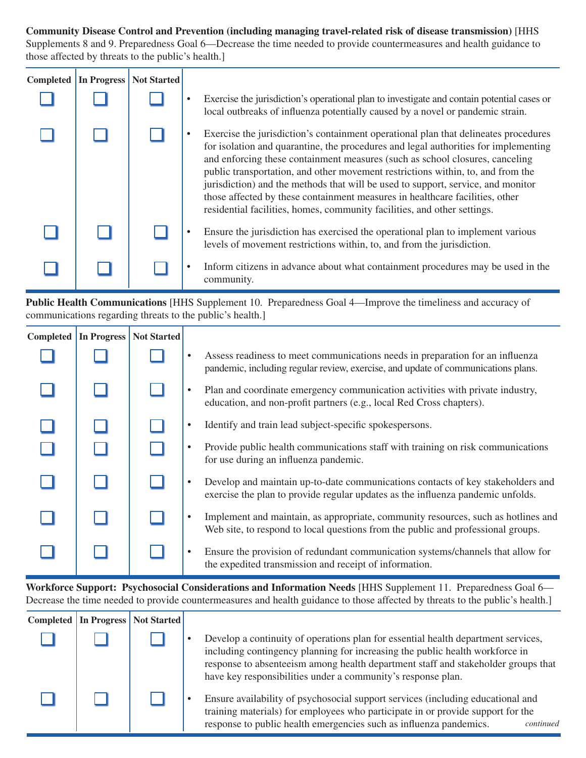**Community Disease Control and Prevention (including managing travel-related risk of disease transmission)** [HHS Supplements 8 and 9. Preparedness Goal 6—Decrease the time needed to provide countermeasures and health guidance to those affected by threats to the public's health.]

| Completed | In Progress | Not Started | |
|---|---|---|---|
| ☐ | ☐ | ☐ | • Exercise the jurisdiction's operational plan to investigate and contain potential cases or local outbreaks of influenza potentially caused by a novel or pandemic strain. |
| ☐ | ☐ | ☐ | • Exercise the jurisdiction's containment operational plan that delineates procedures for isolation and quarantine, the procedures and legal authorities for implementing and enforcing these containment measures (such as school closures, canceling public transportation, and other movement restrictions within, to, and from the jurisdiction) and the methods that will be used to support, service, and monitor those affected by these containment measures in healthcare facilities, other residential facilities, homes, community facilities, and other settings. |
| ☐ | ☐ | ☐ | • Ensure the jurisdiction has exercised the operational plan to implement various levels of movement restrictions within, to, and from the jurisdiction. |
| ☐ | ☐ | ☐ | • Inform citizens in advance about what containment procedures may be used in the community. |

**Public Health Communications** [HHS Supplement 10. Preparedness Goal 4—Improve the timeliness and accuracy of communications regarding threats to the public's health.]

| Completed | In Progress | Not Started | |
|---|---|---|---|
| ☐ | ☐ | ☐ | • Assess readiness to meet communications needs in preparation for an influenza pandemic, including regular review, exercise, and update of communications plans. |
| ☐ | ☐ | ☐ | • Plan and coordinate emergency communication activities with private industry, education, and non-profit partners (e.g., local Red Cross chapters). |
| ☐ | ☐ | ☐ | • Identify and train lead subject-specific spokespersons. |
| ☐ | ☐ | ☐ | • Provide public health communications staff with training on risk communications for use during an influenza pandemic. |
| ☐ | ☐ | ☐ | • Develop and maintain up-to-date communications contacts of key stakeholders and exercise the plan to provide regular updates as the influenza pandemic unfolds. |
| ☐ | ☐ | ☐ | • Implement and maintain, as appropriate, community resources, such as hotlines and Web site, to respond to local questions from the public and professional groups. |
| ☐ | ☐ | ☐ | • Ensure the provision of redundant communication systems/channels that allow for the expedited transmission and receipt of information. |

**Workforce Support: Psychosocial Considerations and Information Needs** [HHS Supplement 11. Preparedness Goal 6—Decrease the time needed to provide countermeasures and health guidance to those affected by threats to the public's health.]

| Completed | In Progress | Not Started | |
|---|---|---|---|
| ☐ | ☐ | ☐ | • Develop a continuity of operations plan for essential health department services, including contingency planning for increasing the public health workforce in response to absenteeism among health department staff and stakeholder groups that have key responsibilities under a community's response plan. |
| ☐ | ☐ | ☐ | • Ensure availability of psychosocial support services (including educational and training materials) for employees who participate in or provide support for the response to public health emergencies such as influenza pandemics. |

*continued*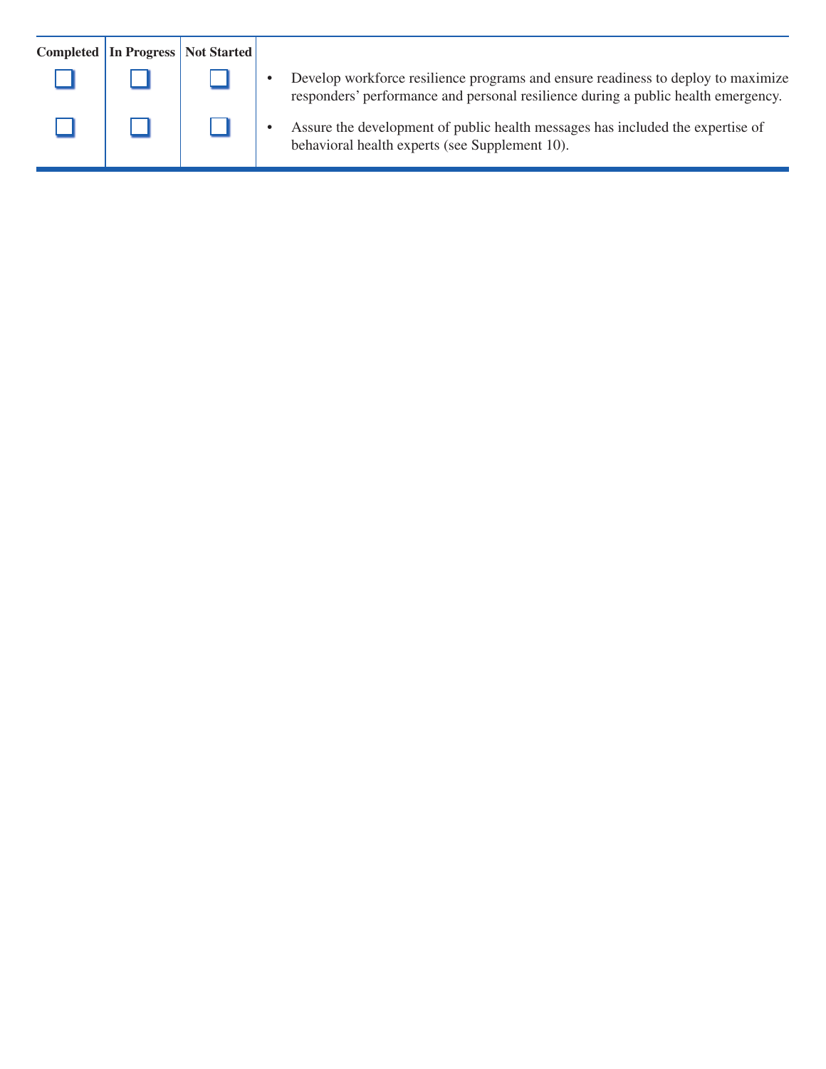| Completed | In Progress | Not Started | |
|---|---|---|---|
| ☐ | ☐ | ☐ | • Develop workforce resilience programs and ensure readiness to deploy to maximize responders' performance and personal resilience during a public health emergency. |
| ☐ | ☐ | ☐ | • Assure the development of public health messages has included the expertise of behavioral health experts (see Supplement 10). |